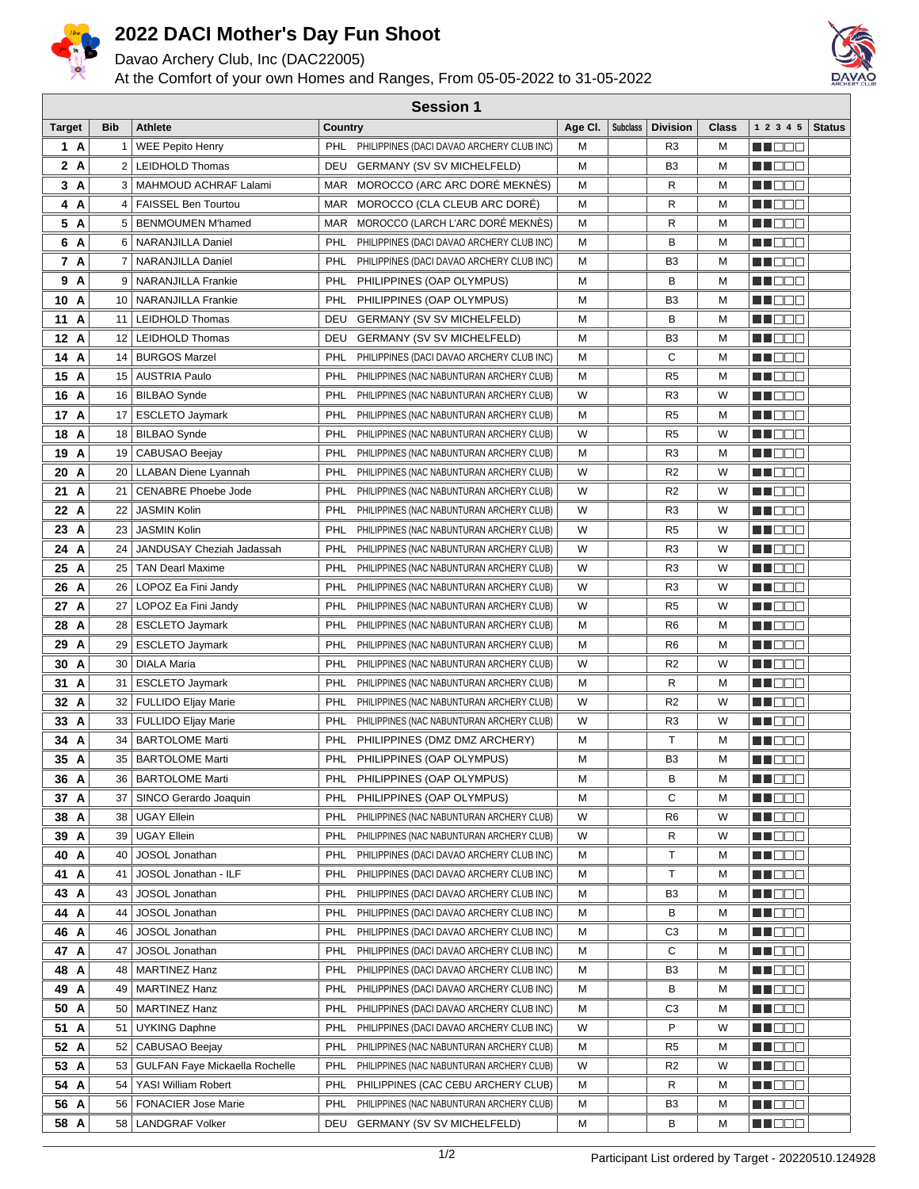# 2022 DACI Mother's Day Fun Shoot

Davao Archery Club, Inc (DAC22005)

At the Comfort of your own Homes and Ranges, From 05-05-2022 to 31-05-2022

## Session 1

| Target | Bib | Athlete | Country | | Age Cl. | Subclass | Division | Class | 1 2 3 4 5 | Status |
|---|---|---|---|---|---|---|---|---|---|---|
| 1 A | 1 | WEE Pepito Henry | PHL | PHILIPPINES (DACI DAVAO ARCHERY CLUB INC) | M | | R3 | M | | |
| 2 A | 2 | LEIDHOLD Thomas | DEU | GERMANY (SV SV MICHELFELD) | M | | B3 | M | | |
| 3 A | 3 | MAHMOUD ACHRAF Lalami | MAR | MOROCCO (ARC ARC DORÉ MEKNÈS) | M | | R | M | | |
| 4 A | 4 | FAISSEL Ben Tourtou | MAR | MOROCCO (CLA CLEUB ARC DORÉ) | M | | R | M | | |
| 5 A | 5 | BENMOUMEN M'hamed | MAR | MOROCCO (LARCH L'ARC DORÉ MEKNÈS) | M | | R | M | | |
| 6 A | 6 | NARANJILLA Daniel | PHL | PHILIPPINES (DACI DAVAO ARCHERY CLUB INC) | M | | B | M | | |
| 7 A | 7 | NARANJILLA Daniel | PHL | PHILIPPINES (DACI DAVAO ARCHERY CLUB INC) | M | | B3 | M | | |
| 9 A | 9 | NARANJILLA Frankie | PHL | PHILIPPINES (OAP OLYMPUS) | M | | B | M | | |
| 10 A | 10 | NARANJILLA Frankie | PHL | PHILIPPINES (OAP OLYMPUS) | M | | B3 | M | | |
| 11 A | 11 | LEIDHOLD Thomas | DEU | GERMANY (SV SV MICHELFELD) | M | | B | M | | |
| 12 A | 12 | LEIDHOLD Thomas | DEU | GERMANY (SV SV MICHELFELD) | M | | B3 | M | | |
| 14 A | 14 | BURGOS Marzel | PHL | PHILIPPINES (DACI DAVAO ARCHERY CLUB INC) | M | | C | M | | |
| 15 A | 15 | AUSTRIA Paulo | PHL | PHILIPPINES (NAC NABUNTURAN ARCHERY CLUB) | M | | R5 | M | | |
| 16 A | 16 | BILBAO Synde | PHL | PHILIPPINES (NAC NABUNTURAN ARCHERY CLUB) | W | | R3 | W | | |
| 17 A | 17 | ESCLETO Jaymark | PHL | PHILIPPINES (NAC NABUNTURAN ARCHERY CLUB) | M | | R5 | M | | |
| 18 A | 18 | BILBAO Synde | PHL | PHILIPPINES (NAC NABUNTURAN ARCHERY CLUB) | W | | R5 | W | | |
| 19 A | 19 | CABUSAO Beejay | PHL | PHILIPPINES (NAC NABUNTURAN ARCHERY CLUB) | M | | R3 | M | | |
| 20 A | 20 | LLABAN Diene Lyannah | PHL | PHILIPPINES (NAC NABUNTURAN ARCHERY CLUB) | W | | R2 | W | | |
| 21 A | 21 | CENABRE Phoebe Jode | PHL | PHILIPPINES (NAC NABUNTURAN ARCHERY CLUB) | W | | R2 | W | | |
| 22 A | 22 | JASMIN Kolin | PHL | PHILIPPINES (NAC NABUNTURAN ARCHERY CLUB) | W | | R3 | W | | |
| 23 A | 23 | JASMIN Kolin | PHL | PHILIPPINES (NAC NABUNTURAN ARCHERY CLUB) | W | | R5 | W | | |
| 24 A | 24 | JANDUSAY Cheziah Jadassah | PHL | PHILIPPINES (NAC NABUNTURAN ARCHERY CLUB) | W | | R3 | W | | |
| 25 A | 25 | TAN Dearl Maxime | PHL | PHILIPPINES (NAC NABUNTURAN ARCHERY CLUB) | W | | R3 | W | | |
| 26 A | 26 | LOPOZ Ea Fini Jandy | PHL | PHILIPPINES (NAC NABUNTURAN ARCHERY CLUB) | W | | R3 | W | | |
| 27 A | 27 | LOPOZ Ea Fini Jandy | PHL | PHILIPPINES (NAC NABUNTURAN ARCHERY CLUB) | W | | R5 | W | | |
| 28 A | 28 | ESCLETO Jaymark | PHL | PHILIPPINES (NAC NABUNTURAN ARCHERY CLUB) | M | | R6 | M | | |
| 29 A | 29 | ESCLETO Jaymark | PHL | PHILIPPINES (NAC NABUNTURAN ARCHERY CLUB) | M | | R6 | M | | |
| 30 A | 30 | DIALA Maria | PHL | PHILIPPINES (NAC NABUNTURAN ARCHERY CLUB) | W | | R2 | W | | |
| 31 A | 31 | ESCLETO Jaymark | PHL | PHILIPPINES (NAC NABUNTURAN ARCHERY CLUB) | M | | R | M | | |
| 32 A | 32 | FULLIDO Eljay Marie | PHL | PHILIPPINES (NAC NABUNTURAN ARCHERY CLUB) | W | | R2 | W | | |
| 33 A | 33 | FULLIDO Eljay Marie | PHL | PHILIPPINES (NAC NABUNTURAN ARCHERY CLUB) | W | | R3 | W | | |
| 34 A | 34 | BARTOLOME Marti | PHL | PHILIPPINES (DMZ DMZ ARCHERY) | M | | T | M | | |
| 35 A | 35 | BARTOLOME Marti | PHL | PHILIPPINES (OAP OLYMPUS) | M | | B3 | M | | |
| 36 A | 36 | BARTOLOME Marti | PHL | PHILIPPINES (OAP OLYMPUS) | M | | B | M | | |
| 37 A | 37 | SINCO Gerardo Joaquin | PHL | PHILIPPINES (OAP OLYMPUS) | M | | C | M | | |
| 38 A | 38 | UGAY Ellein | PHL | PHILIPPINES (NAC NABUNTURAN ARCHERY CLUB) | W | | R6 | W | | |
| 39 A | 39 | UGAY Ellein | PHL | PHILIPPINES (NAC NABUNTURAN ARCHERY CLUB) | W | | R | W | | |
| 40 A | 40 | JOSOL Jonathan | PHL | PHILIPPINES (DACI DAVAO ARCHERY CLUB INC) | M | | T | M | | |
| 41 A | 41 | JOSOL Jonathan - ILF | PHL | PHILIPPINES (DACI DAVAO ARCHERY CLUB INC) | M | | T | M | | |
| 43 A | 43 | JOSOL Jonathan | PHL | PHILIPPINES (DACI DAVAO ARCHERY CLUB INC) | M | | B3 | M | | |
| 44 A | 44 | JOSOL Jonathan | PHL | PHILIPPINES (DACI DAVAO ARCHERY CLUB INC) | M | | B | M | | |
| 46 A | 46 | JOSOL Jonathan | PHL | PHILIPPINES (DACI DAVAO ARCHERY CLUB INC) | M | | C3 | M | | |
| 47 A | 47 | JOSOL Jonathan | PHL | PHILIPPINES (DACI DAVAO ARCHERY CLUB INC) | M | | C | M | | |
| 48 A | 48 | MARTINEZ Hanz | PHL | PHILIPPINES (DACI DAVAO ARCHERY CLUB INC) | M | | B3 | M | | |
| 49 A | 49 | MARTINEZ Hanz | PHL | PHILIPPINES (DACI DAVAO ARCHERY CLUB INC) | M | | B | M | | |
| 50 A | 50 | MARTINEZ Hanz | PHL | PHILIPPINES (DACI DAVAO ARCHERY CLUB INC) | M | | C3 | M | | |
| 51 A | 51 | UYKING Daphne | PHL | PHILIPPINES (DACI DAVAO ARCHERY CLUB INC) | W | | P | W | | |
| 52 A | 52 | CABUSAO Beejay | PHL | PHILIPPINES (NAC NABUNTURAN ARCHERY CLUB) | M | | R5 | M | | |
| 53 A | 53 | GULFAN Faye Mickaella Rochelle | PHL | PHILIPPINES (NAC NABUNTURAN ARCHERY CLUB) | W | | R2 | W | | |
| 54 A | 54 | YASI William Robert | PHL | PHILIPPINES (CAC CEBU ARCHERY CLUB) | M | | R | M | | |
| 56 A | 56 | FONACIER Jose Marie | PHL | PHILIPPINES (NAC NABUNTURAN ARCHERY CLUB) | M | | B3 | M | | |
| 58 A | 58 | LANDGRAF Volker | DEU | GERMANY (SV SV MICHELFELD) | M | | B | M | | |

Participant List ordered by Target - 20220510.124928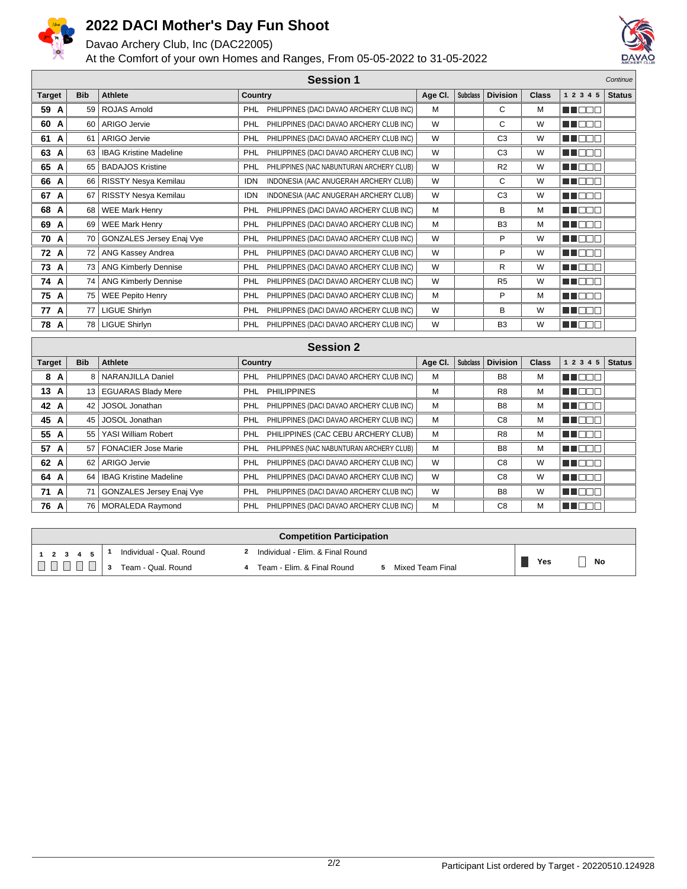# 2022 DACI Mother's Day Fun Shoot

Davao Archery Club, Inc (DAC22005)

At the Comfort of your own Homes and Ranges, From 05-05-2022 to 31-05-2022

## Session 1

*Continue*

| Target | Bib | Athlete | Country | | Age Cl. | Subclass | Division | Class | 1 2 3 4 5 | Status |
|---|---|---|---|---|---|---|---|---|---|---|
| 59 A | 59 | ROJAS Arnold | PHL | PHILIPPINES (DACI DAVAO ARCHERY CLUB INC) | M | | C | M | ■■□□□ | |
| 60 A | 60 | ARIGO Jervie | PHL | PHILIPPINES (DACI DAVAO ARCHERY CLUB INC) | W | | C | W | ■■□□□ | |
| 61 A | 61 | ARIGO Jervie | PHL | PHILIPPINES (DACI DAVAO ARCHERY CLUB INC) | W | | C3 | W | ■■□□□ | |
| 63 A | 63 | IBAG Kristine Madeline | PHL | PHILIPPINES (DACI DAVAO ARCHERY CLUB INC) | W | | C3 | W | ■■□□□ | |
| 65 A | 65 | BADAJOS Kristine | PHL | PHILIPPINES (NAC NABUNTURAN ARCHERY CLUB) | W | | R2 | W | ■■□□□ | |
| 66 A | 66 | RISSTY Nesya Kemilau | IDN | INDONESIA (AAC ANUGERAH ARCHERY CLUB) | W | | C | W | ■■□□□ | |
| 67 A | 67 | RISSTY Nesya Kemilau | IDN | INDONESIA (AAC ANUGERAH ARCHERY CLUB) | W | | C3 | W | ■■□□□ | |
| 68 A | 68 | WEE Mark Henry | PHL | PHILIPPINES (DACI DAVAO ARCHERY CLUB INC) | M | | B | M | ■■□□□ | |
| 69 A | 69 | WEE Mark Henry | PHL | PHILIPPINES (DACI DAVAO ARCHERY CLUB INC) | M | | B3 | M | ■■□□□ | |
| 70 A | 70 | GONZALES Jersey Enaj Vye | PHL | PHILIPPINES (DACI DAVAO ARCHERY CLUB INC) | W | | P | W | ■■□□□ | |
| 72 A | 72 | ANG Kassey Andrea | PHL | PHILIPPINES (DACI DAVAO ARCHERY CLUB INC) | W | | P | W | ■■□□□ | |
| 73 A | 73 | ANG Kimberly Dennise | PHL | PHILIPPINES (DACI DAVAO ARCHERY CLUB INC) | W | | R | W | ■■□□□ | |
| 74 A | 74 | ANG Kimberly Dennise | PHL | PHILIPPINES (DACI DAVAO ARCHERY CLUB INC) | W | | R5 | W | ■■□□□ | |
| 75 A | 75 | WEE Pepito Henry | PHL | PHILIPPINES (DACI DAVAO ARCHERY CLUB INC) | M | | P | M | ■■□□□ | |
| 77 A | 77 | LIGUE Shirlyn | PHL | PHILIPPINES (DACI DAVAO ARCHERY CLUB INC) | W | | B | W | ■■□□□ | |
| 78 A | 78 | LIGUE Shirlyn | PHL | PHILIPPINES (DACI DAVAO ARCHERY CLUB INC) | W | | B3 | W | ■■□□□ | |

## Session 2

| Target | Bib | Athlete | Country | | Age Cl. | Subclass | Division | Class | 1 2 3 4 5 | Status |
|---|---|---|---|---|---|---|---|---|---|---|
| 8 A | 8 | NARANJILLA Daniel | PHL | PHILIPPINES (DACI DAVAO ARCHERY CLUB INC) | M | | B8 | M | ■■□□□ | |
| 13 A | 13 | EGUARAS Blady Mere | PHL | PHILIPPINES | M | | R8 | M | ■■□□□ | |
| 42 A | 42 | JOSOL Jonathan | PHL | PHILIPPINES (DACI DAVAO ARCHERY CLUB INC) | M | | B8 | M | ■■□□□ | |
| 45 A | 45 | JOSOL Jonathan | PHL | PHILIPPINES (DACI DAVAO ARCHERY CLUB INC) | M | | C8 | M | ■■□□□ | |
| 55 A | 55 | YASI William Robert | PHL | PHILIPPINES (CAC CEBU ARCHERY CLUB) | M | | R8 | M | ■■□□□ | |
| 57 A | 57 | FONACIER Jose Marie | PHL | PHILIPPINES (NAC NABUNTURAN ARCHERY CLUB) | M | | B8 | M | ■■□□□ | |
| 62 A | 62 | ARIGO Jervie | PHL | PHILIPPINES (DACI DAVAO ARCHERY CLUB INC) | W | | C8 | W | ■■□□□ | |
| 64 A | 64 | IBAG Kristine Madeline | PHL | PHILIPPINES (DACI DAVAO ARCHERY CLUB INC) | W | | C8 | W | ■■□□□ | |
| 71 A | 71 | GONZALES Jersey Enaj Vye | PHL | PHILIPPINES (DACI DAVAO ARCHERY CLUB INC) | W | | B8 | W | ■■□□□ | |
| 76 A | 76 | MORALEDA Raymond | PHL | PHILIPPINES (DACI DAVAO ARCHERY CLUB INC) | M | | C8 | M | ■■□□□ | |

## Competition Participation

| 1 2 3 4 5 | | | | |
|---|---|---|---|---|
| □□□□□ | 1 Individual - Qual. Round | 2 Individual - Elim. & Final Round | | ■ Yes □ No |
| | 3 Team - Qual. Round | 4 Team - Elim. & Final Round | 5 Mixed Team Final | |

Participant List ordered by Target - 20220510.124928